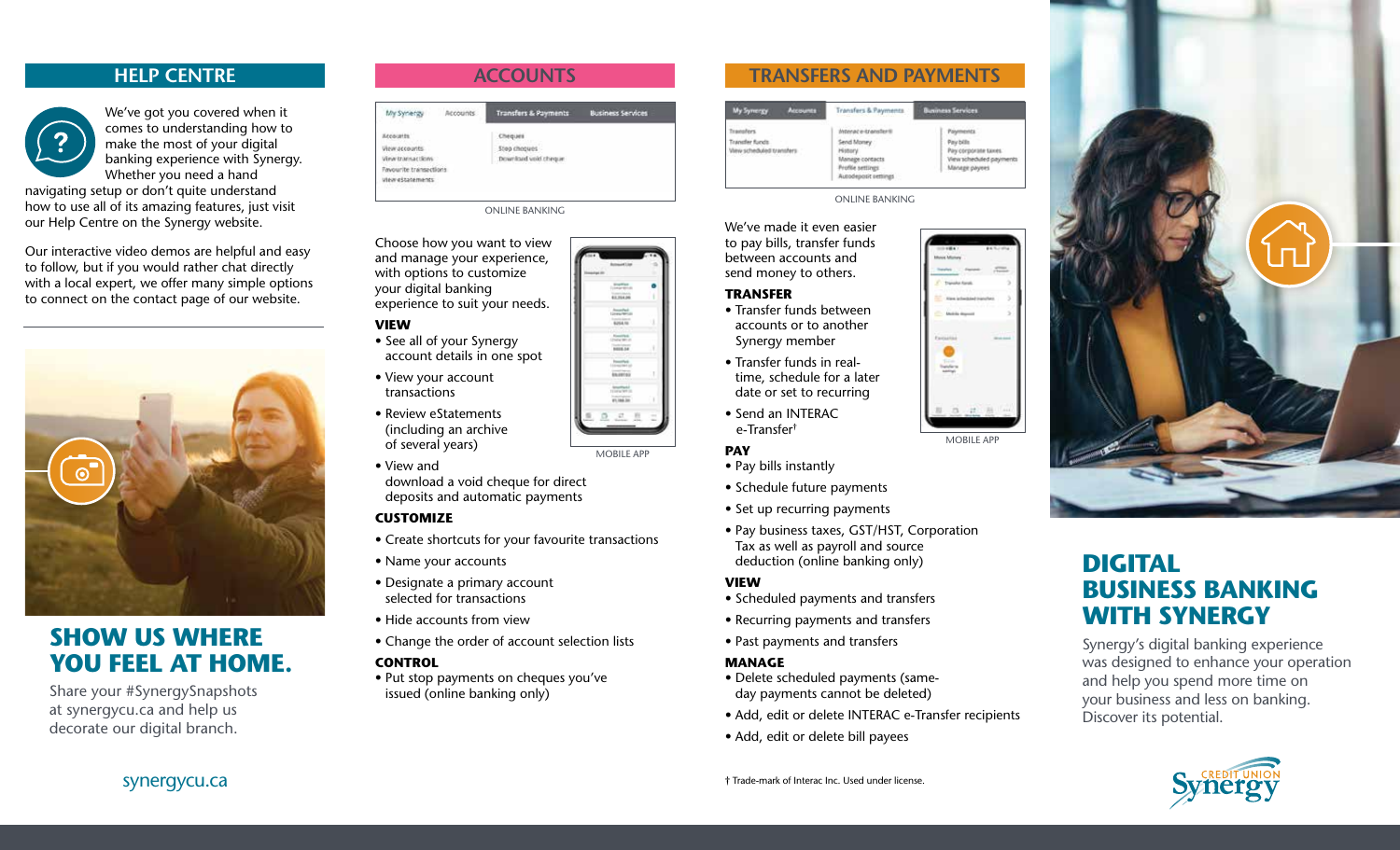## HELP CENTRE

We've got you covered when it comes to understanding how to make the most of your digital banking experience with Synergy. Whether you need a hand navigating setup or don't quite understand how to use all of its amazing features, just visit our Help Centre on the Synergy website.

Our interactive video demos are helpful and easy to follow, but if you would rather chat directly with a local expert, we offer many simple options to connect on the contact page of our website.

## SHOW US WHERE YOU FEEL AT HOME.

Share your #SynergySnapshots at synergycu.ca and help us decorate our digital branch.

synergycu.ca

## ACCOUNTS

ONLINE BANKING

Choose how you want to view and manage your experience, with options to customize your digital banking experience to suit your needs.

MOBILE APP

**VIEW**

- See all of your Synergy account details in one spot
- View your account transactions
- Review eStatements (including an archive of several years)
- View and download a void cheque for direct deposits and automatic payments

**CUSTOMIZE**

- Create shortcuts for your favourite transactions
- Name your accounts
- Designate a primary account selected for transactions
- Hide accounts from view
- Change the order of account selection lists

**CONTROL**

- Put stop payments on cheques you've issued (online banking only)

## TRANSFERS AND PAYMENTS

ONLINE BANKING

We've made it even easier to pay bills, transfer funds between accounts and send money to others.

MOBILE APP

**TRANSFER**

- Transfer funds between accounts or to another Synergy member
- Transfer funds in real-time, schedule for a later date or set to recurring
- Send an INTERAC e-Transfer†

**PAY**

- Pay bills instantly
- Schedule future payments
- Set up recurring payments
- Pay business taxes, GST/HST, Corporation Tax as well as payroll and source deduction (online banking only)

**VIEW**

- Scheduled payments and transfers
- Recurring payments and transfers
- Past payments and transfers

**MANAGE**

- Delete scheduled payments (same-day payments cannot be deleted)
- Add, edit or delete INTERAC e-Transfer recipients
- Add, edit or delete bill payees

† Trade-mark of Interac Inc. Used under license.

# DIGITAL BUSINESS BANKING WITH SYNERGY

Synergy's digital banking experience was designed to enhance your operation and help you spend more time on your business and less on banking. Discover its potential.

Synergy CREDIT UNION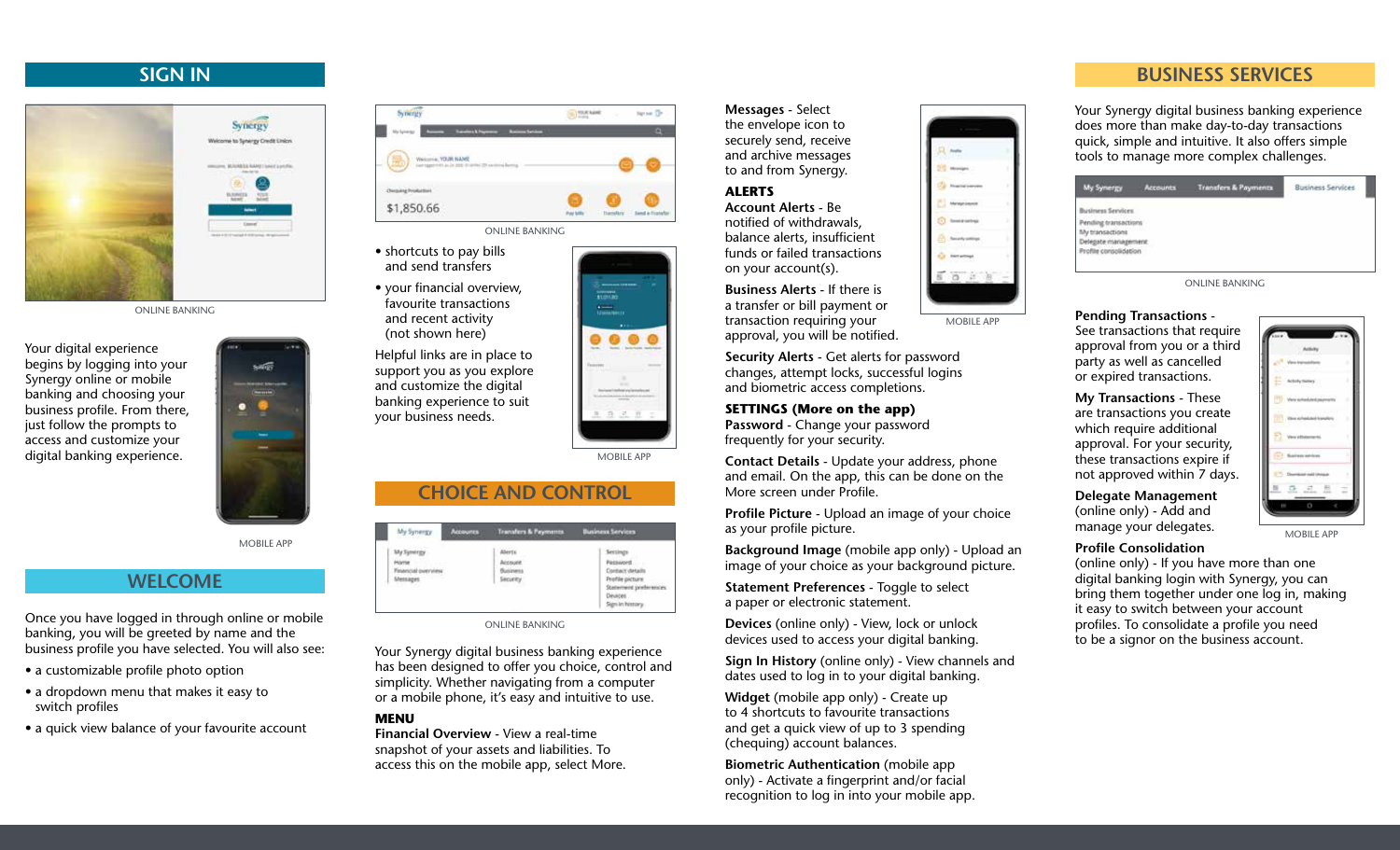## SIGN IN

ONLINE BANKING

Your digital experience begins by logging into your Synergy online or mobile banking and choosing your business profile. From there, just follow the prompts to access and customize your digital banking experience.

MOBILE APP

## WELCOME

Once you have logged in through online or mobile banking, you will be greeted by name and the business profile you have selected. You will also see:

- a customizable profile photo option
- a dropdown menu that makes it easy to switch profiles
- a quick view balance of your favourite account

ONLINE BANKING

- shortcuts to pay bills and send transfers
- your financial overview, favourite transactions and recent activity (not shown here)

Helpful links are in place to support you as you explore and customize the digital banking experience to suit your business needs.

MOBILE APP

## CHOICE AND CONTROL

ONLINE BANKING

Your Synergy digital business banking experience has been designed to offer you choice, control and simplicity. Whether navigating from a computer or a mobile phone, it's easy and intuitive to use.

**MENU**

**Financial Overview** - View a real-time snapshot of your assets and liabilities. To access this on the mobile app, select More.

**Messages** - Select the envelope icon to securely send, receive and archive messages to and from Synergy.

MOBILE APP

**ALERTS**

**Account Alerts** - Be notified of withdrawals, balance alerts, insufficient funds or failed transactions on your account(s).

**Business Alerts** - If there is a transfer or bill payment or transaction requiring your approval, you will be notified.

**Security Alerts** - Get alerts for password changes, attempt locks, successful logins and biometric access completions.

**SETTINGS (More on the app)**

**Password** - Change your password frequently for your security.

**Contact Details** - Update your address, phone and email. On the app, this can be done on the More screen under Profile.

**Profile Picture** - Upload an image of your choice as your profile picture.

**Background Image** (mobile app only) - Upload an image of your choice as your background picture.

**Statement Preferences** - Toggle to select a paper or electronic statement.

**Devices** (online only) - View, lock or unlock devices used to access your digital banking.

**Sign In History** (online only) - View channels and dates used to log in to your digital banking.

**Widget** (mobile app only) - Create up to 4 shortcuts to favourite transactions and get a quick view of up to 3 spending (chequing) account balances.

**Biometric Authentication** (mobile app only) - Activate a fingerprint and/or facial recognition to log in into your mobile app.

## BUSINESS SERVICES

Your Synergy digital business banking experience does more than make day-to-day transactions quick, simple and intuitive. It also offers simple tools to manage more complex challenges.

ONLINE BANKING

**Pending Transactions** - See transactions that require approval from you or a third party as well as cancelled or expired transactions.

**My Transactions** - These are transactions you create which require additional approval. For your security, these transactions expire if not approved within 7 days.

**Delegate Management** (online only) - Add and manage your delegates.

MOBILE APP

**Profile Consolidation** (online only) - If you have more than one digital banking login with Synergy, you can bring them together under one log in, making it easy to switch between your account profiles. To consolidate a profile you need to be a signor on the business account.